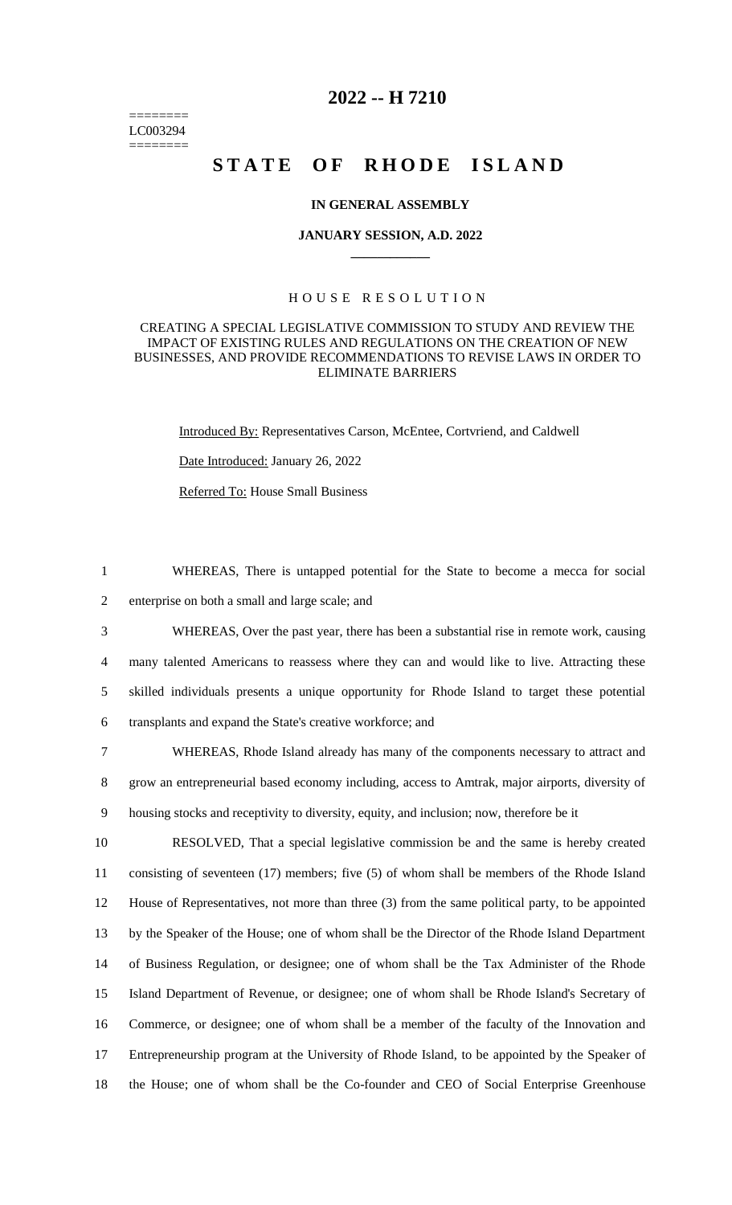========
LC003294
========

# 2022 -- H 7210

# STATE OF RHODE ISLAND

**IN GENERAL ASSEMBLY**

**JANUARY SESSION, A.D. 2022**

H O U S E   R E S O L U T I O N

CREATING A SPECIAL LEGISLATIVE COMMISSION TO STUDY AND REVIEW THE IMPACT OF EXISTING RULES AND REGULATIONS ON THE CREATION OF NEW BUSINESSES, AND PROVIDE RECOMMENDATIONS TO REVISE LAWS IN ORDER TO ELIMINATE BARRIERS

Introduced By: Representatives Carson, McEntee, Cortvriend, and Caldwell

Date Introduced: January 26, 2022

Referred To: House Small Business

1 WHEREAS, There is untapped potential for the State to become a mecca for social
2 enterprise on both a small and large scale; and

3 WHEREAS, Over the past year, there has been a substantial rise in remote work, causing
4 many talented Americans to reassess where they can and would like to live. Attracting these
5 skilled individuals presents a unique opportunity for Rhode Island to target these potential
6 transplants and expand the State's creative workforce; and

7 WHEREAS, Rhode Island already has many of the components necessary to attract and
8 grow an entrepreneurial based economy including, access to Amtrak, major airports, diversity of
9 housing stocks and receptivity to diversity, equity, and inclusion; now, therefore be it

10 RESOLVED, That a special legislative commission be and the same is hereby created
11 consisting of seventeen (17) members; five (5) of whom shall be members of the Rhode Island
12 House of Representatives, not more than three (3) from the same political party, to be appointed
13 by the Speaker of the House; one of whom shall be the Director of the Rhode Island Department
14 of Business Regulation, or designee; one of whom shall be the Tax Administer of the Rhode
15 Island Department of Revenue, or designee; one of whom shall be Rhode Island's Secretary of
16 Commerce, or designee; one of whom shall be a member of the faculty of the Innovation and
17 Entrepreneurship program at the University of Rhode Island, to be appointed by the Speaker of
18 the House; one of whom shall be the Co-founder and CEO of Social Enterprise Greenhouse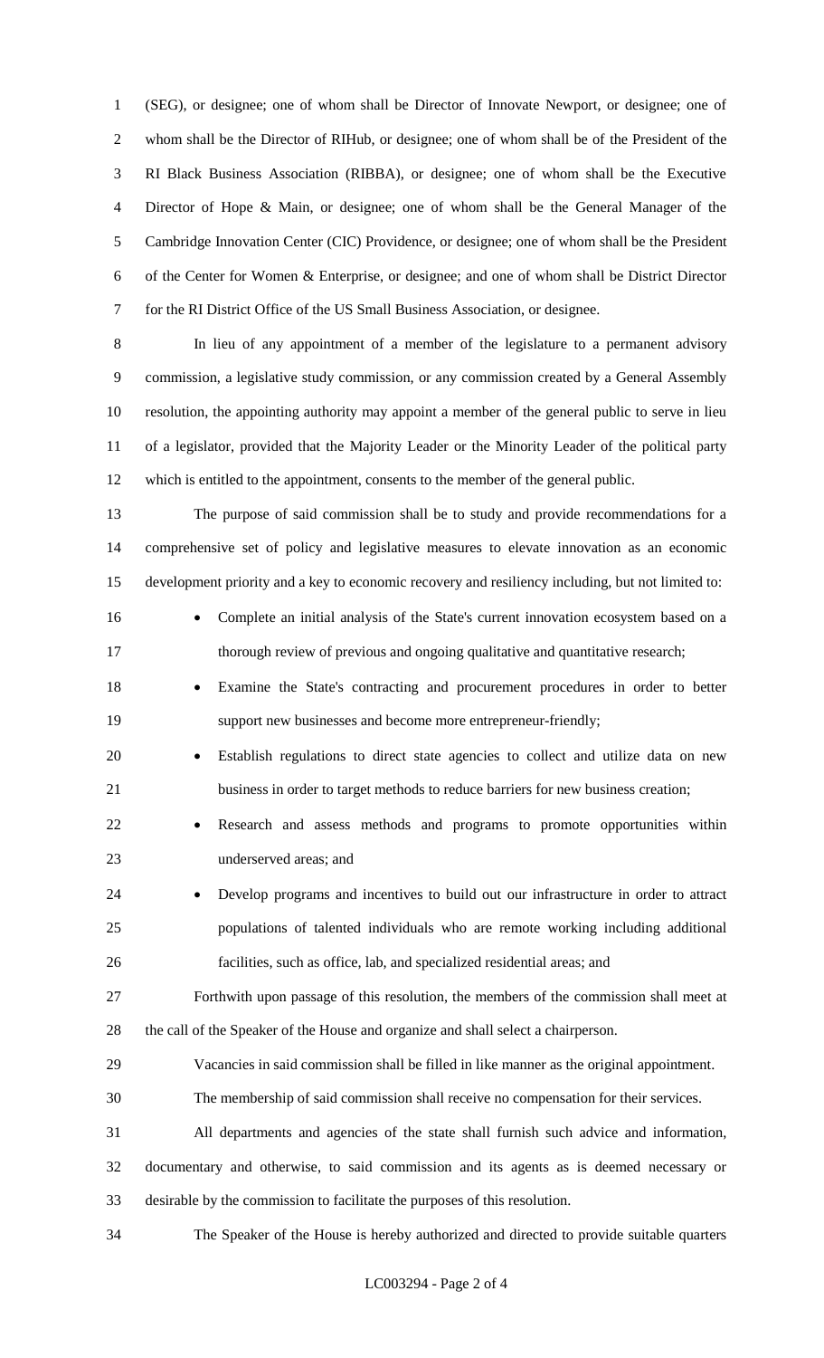(SEG), or designee; one of whom shall be Director of Innovate Newport, or designee; one of whom shall be the Director of RIHub, or designee; one of whom shall be of the President of the RI Black Business Association (RIBBA), or designee; one of whom shall be the Executive Director of Hope & Main, or designee; one of whom shall be the General Manager of the Cambridge Innovation Center (CIC) Providence, or designee; one of whom shall be the President of the Center for Women & Enterprise, or designee; and one of whom shall be District Director for the RI District Office of the US Small Business Association, or designee.

In lieu of any appointment of a member of the legislature to a permanent advisory commission, a legislative study commission, or any commission created by a General Assembly resolution, the appointing authority may appoint a member of the general public to serve in lieu of a legislator, provided that the Majority Leader or the Minority Leader of the political party which is entitled to the appointment, consents to the member of the general public.

The purpose of said commission shall be to study and provide recommendations for a comprehensive set of policy and legislative measures to elevate innovation as an economic development priority and a key to economic recovery and resiliency including, but not limited to:

- Complete an initial analysis of the State's current innovation ecosystem based on a thorough review of previous and ongoing qualitative and quantitative research;
- Examine the State's contracting and procurement procedures in order to better support new businesses and become more entrepreneur-friendly;
- Establish regulations to direct state agencies to collect and utilize data on new business in order to target methods to reduce barriers for new business creation;
- Research and assess methods and programs to promote opportunities within underserved areas; and
- Develop programs and incentives to build out our infrastructure in order to attract populations of talented individuals who are remote working including additional facilities, such as office, lab, and specialized residential areas; and

Forthwith upon passage of this resolution, the members of the commission shall meet at the call of the Speaker of the House and organize and shall select a chairperson.

Vacancies in said commission shall be filled in like manner as the original appointment.

The membership of said commission shall receive no compensation for their services.

All departments and agencies of the state shall furnish such advice and information, documentary and otherwise, to said commission and its agents as is deemed necessary or desirable by the commission to facilitate the purposes of this resolution.

The Speaker of the House is hereby authorized and directed to provide suitable quarters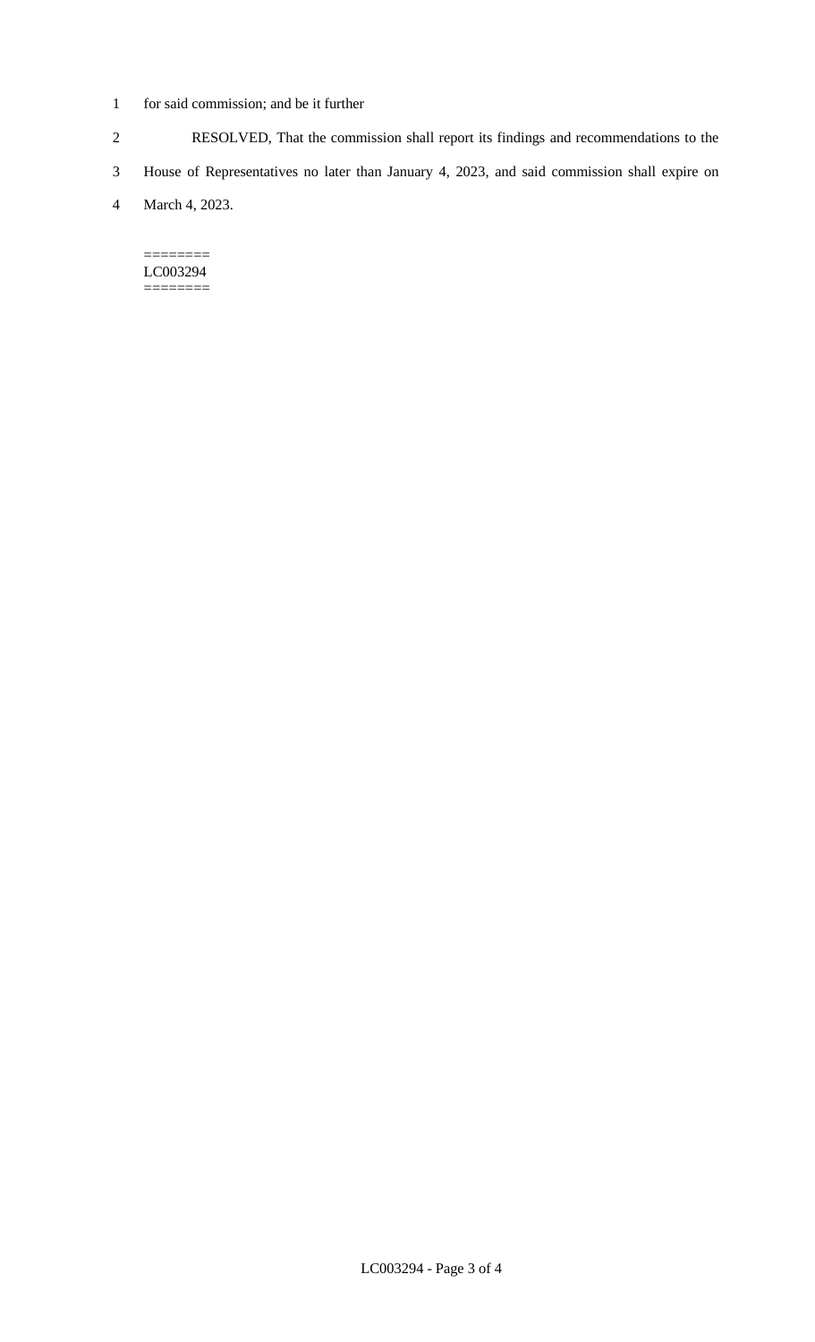for said commission; and be it further

RESOLVED, That the commission shall report its findings and recommendations to the House of Representatives no later than January 4, 2023, and said commission shall expire on March 4, 2023.

========
LC003294
========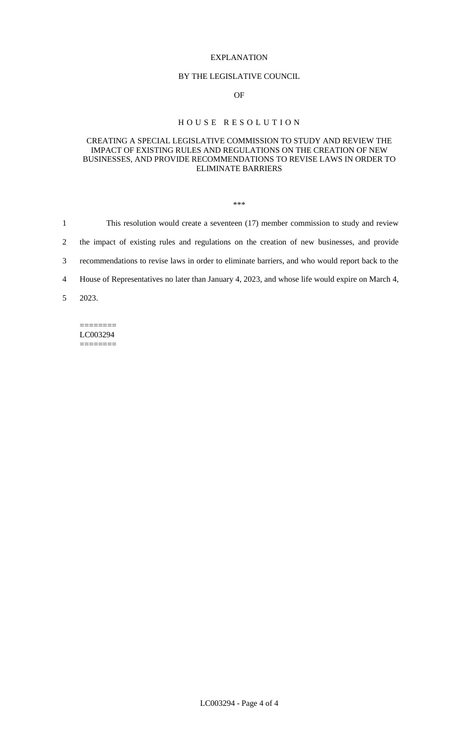EXPLANATION

BY THE LEGISLATIVE COUNCIL

OF

# H O U S E   R E S O L U T I O N

CREATING A SPECIAL LEGISLATIVE COMMISSION TO STUDY AND REVIEW THE IMPACT OF EXISTING RULES AND REGULATIONS ON THE CREATION OF NEW BUSINESSES, AND PROVIDE RECOMMENDATIONS TO REVISE LAWS IN ORDER TO ELIMINATE BARRIERS

\*\*\*

1 This resolution would create a seventeen (17) member commission to study and review
2 the impact of existing rules and regulations on the creation of new businesses, and provide
3 recommendations to revise laws in order to eliminate barriers, and who would report back to the
4 House of Representatives no later than January 4, 2023, and whose life would expire on March 4,
5 2023.

========
LC003294
========